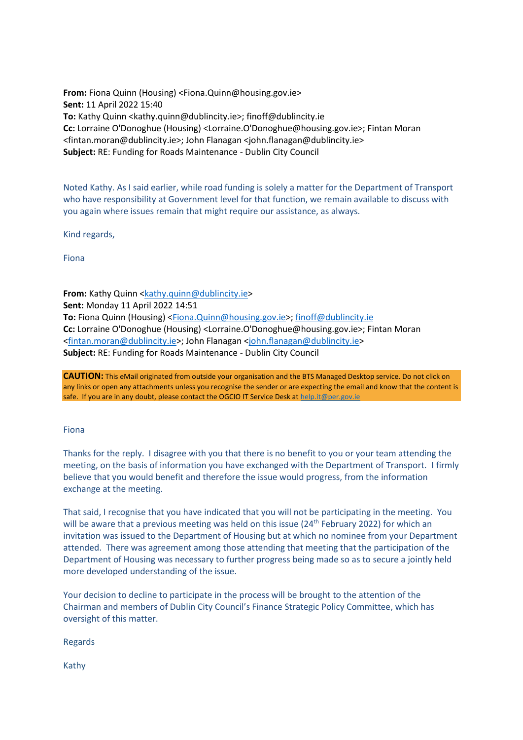**From:** Fiona Quinn (Housing) <Fiona.Quinn@housing.gov.ie>
**Sent:** 11 April 2022 15:40
**To:** Kathy Quinn <kathy.quinn@dublincity.ie>; finoff@dublincity.ie
**Cc:** Lorraine O'Donoghue (Housing) <Lorraine.O'Donoghue@housing.gov.ie>; Fintan Moran <fintan.moran@dublincity.ie>; John Flanagan <john.flanagan@dublincity.ie>
**Subject:** RE: Funding for Roads Maintenance - Dublin City Council

Noted Kathy. As I said earlier, while road funding is solely a matter for the Department of Transport who have responsibility at Government level for that function, we remain available to discuss with you again where issues remain that might require our assistance, as always.

Kind regards,

Fiona

**From:** Kathy Quinn <kathy.quinn@dublincity.ie>
**Sent:** Monday 11 April 2022 14:51
**To:** Fiona Quinn (Housing) <Fiona.Quinn@housing.gov.ie>; finoff@dublincity.ie
**Cc:** Lorraine O'Donoghue (Housing) <Lorraine.O'Donoghue@housing.gov.ie>; Fintan Moran <fintan.moran@dublincity.ie>; John Flanagan <john.flanagan@dublincity.ie>
**Subject:** RE: Funding for Roads Maintenance - Dublin City Council

**CAUTION:** This eMail originated from outside your organisation and the BTS Managed Desktop service. Do not click on any links or open any attachments unless you recognise the sender or are expecting the email and know that the content is safe. If you are in any doubt, please contact the OGCIO IT Service Desk at help.it@per.gov.ie

Fiona

Thanks for the reply. I disagree with you that there is no benefit to you or your team attending the meeting, on the basis of information you have exchanged with the Department of Transport. I firmly believe that you would benefit and therefore the issue would progress, from the information exchange at the meeting.

That said, I recognise that you have indicated that you will not be participating in the meeting. You will be aware that a previous meeting was held on this issue (24th February 2022) for which an invitation was issued to the Department of Housing but at which no nominee from your Department attended. There was agreement among those attending that meeting that the participation of the Department of Housing was necessary to further progress being made so as to secure a jointly held more developed understanding of the issue.

Your decision to decline to participate in the process will be brought to the attention of the Chairman and members of Dublin City Council's Finance Strategic Policy Committee, which has oversight of this matter.

Regards

Kathy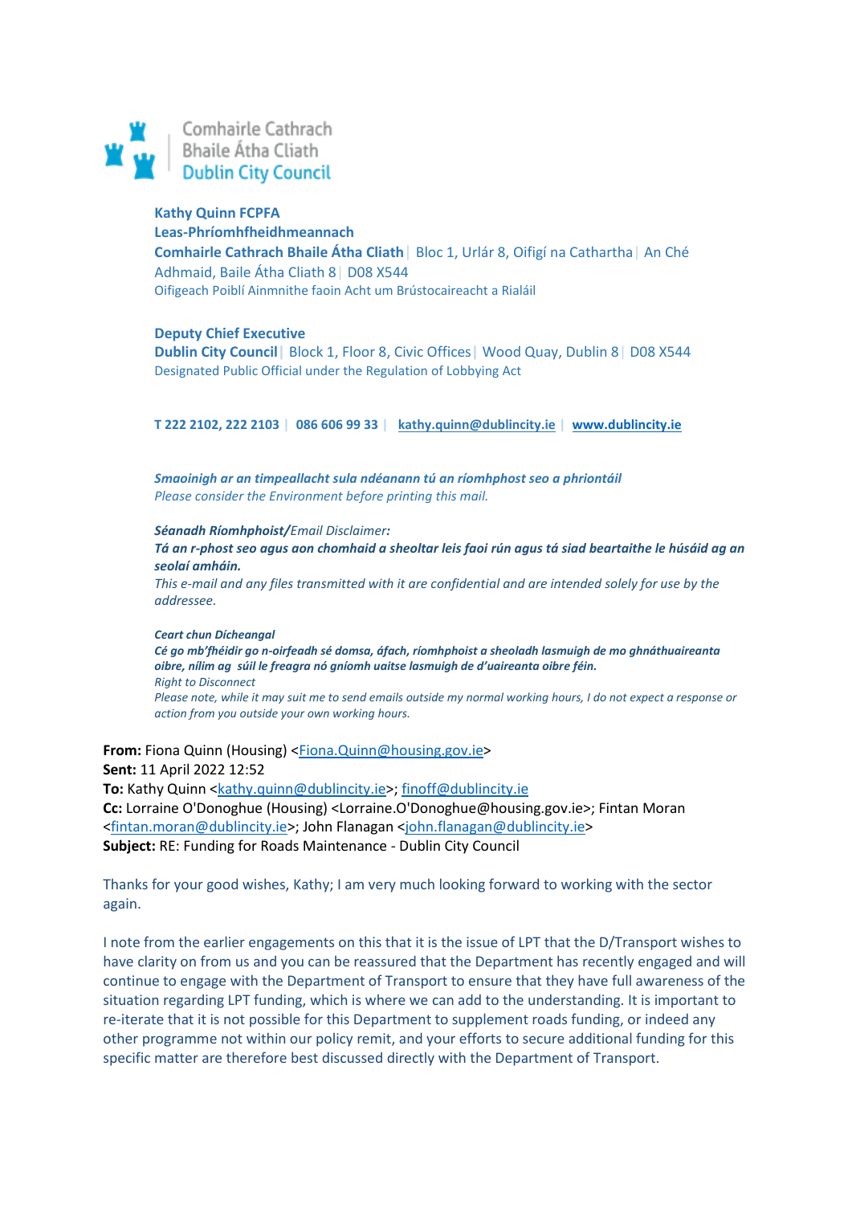Comhairle Cathrach
Bhaile Átha Cliath
Dublin City Council

**Kathy Quinn FCPFA**
**Leas-Phríomhfheidhmeannach**
**Comhairle Cathrach Bhaile Átha Cliath** | Bloc 1, Urlár 8, Oifigí na Cathartha | An Ché Adhmaid, Baile Átha Cliath 8 | D08 X544
Oifigeach Poiblí Ainmnithe faoin Acht um Brústocaireacht a Rialáil

**Deputy Chief Executive**
**Dublin City Council** | Block 1, Floor 8, Civic Offices | Wood Quay, Dublin 8 | D08 X544
Designated Public Official under the Regulation of Lobbying Act

**T 222 2102, 222 2103** | **086 606 99 33** | **kathy.quinn@dublincity.ie** | **www.dublincity.ie**

***Smaoinigh ar an timpeallacht sula ndéanann tú an ríomhphost seo a phriontáil***
*Please consider the Environment before printing this mail.*

***Séanadh Ríomhphoist/****Email Disclaimer:*
***Tá an r-phost seo agus aon chomhaid a sheoltar leis faoi rún agus tá siad beartaithe le húsáid ag an seolaí amháin.***
*This e-mail and any files transmitted with it are confidential and are intended solely for use by the addressee.*

***Ceart chun Dícheangal***
***Cé go mb'fhéidir go n-oirfeadh sé domsa, áfach, ríomhphoist a sheoladh lasmuigh de mo ghnáthuaireanta oibre, nílim ag súil le freagra nó gníomh uaitse lasmuigh de d'uaireanta oibre féin.***
*Right to Disconnect*
*Please note, while it may suit me to send emails outside my normal working hours, I do not expect a response or action from you outside your own working hours.*

**From:** Fiona Quinn (Housing) <Fiona.Quinn@housing.gov.ie>
**Sent:** 11 April 2022 12:52
**To:** Kathy Quinn <kathy.quinn@dublincity.ie>; finoff@dublincity.ie
**Cc:** Lorraine O'Donoghue (Housing) <Lorraine.O'Donoghue@housing.gov.ie>; Fintan Moran <fintan.moran@dublincity.ie>; John Flanagan <john.flanagan@dublincity.ie>
**Subject:** RE: Funding for Roads Maintenance - Dublin City Council

Thanks for your good wishes, Kathy; I am very much looking forward to working with the sector again.

I note from the earlier engagements on this that it is the issue of LPT that the D/Transport wishes to have clarity on from us and you can be reassured that the Department has recently engaged and will continue to engage with the Department of Transport to ensure that they have full awareness of the situation regarding LPT funding, which is where we can add to the understanding. It is important to re-iterate that it is not possible for this Department to supplement roads funding, or indeed any other programme not within our policy remit, and your efforts to secure additional funding for this specific matter are therefore best discussed directly with the Department of Transport.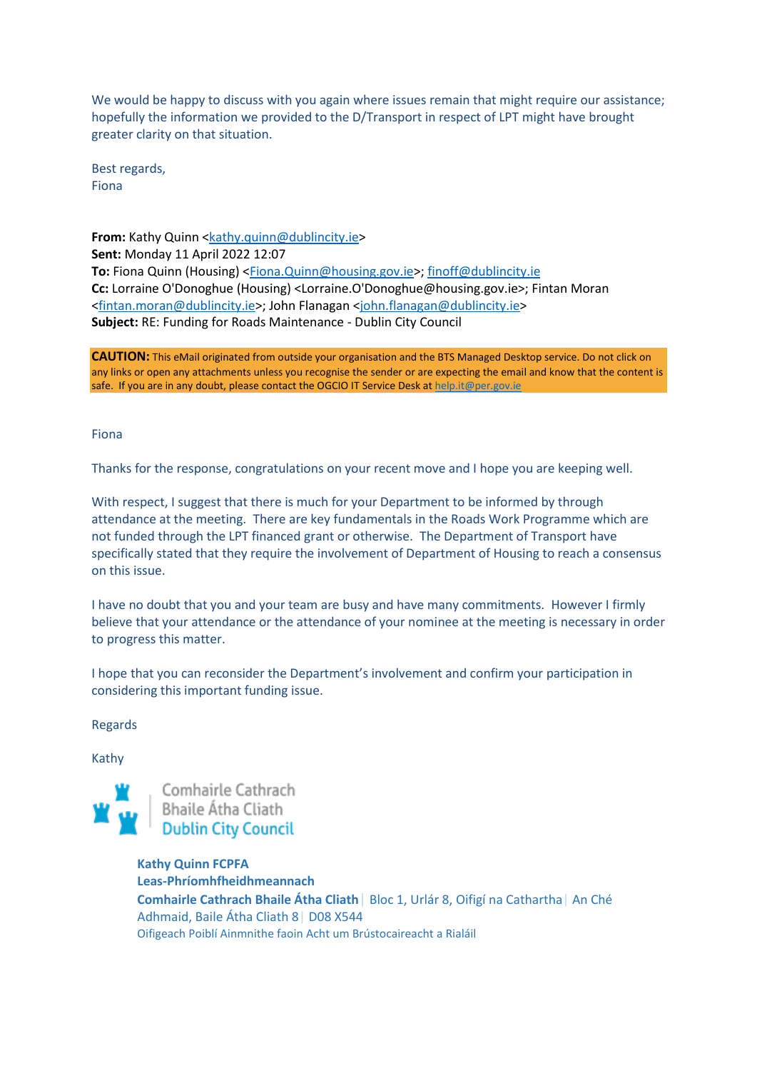We would be happy to discuss with you again where issues remain that might require our assistance; hopefully the information we provided to the D/Transport in respect of LPT might have brought greater clarity on that situation.

Best regards,
Fiona

**From:** Kathy Quinn <kathy.quinn@dublincity.ie>
**Sent:** Monday 11 April 2022 12:07
**To:** Fiona Quinn (Housing) <Fiona.Quinn@housing.gov.ie>; finoff@dublincity.ie
**Cc:** Lorraine O'Donoghue (Housing) <Lorraine.O'Donoghue@housing.gov.ie>; Fintan Moran <fintan.moran@dublincity.ie>; John Flanagan <john.flanagan@dublincity.ie>
**Subject:** RE: Funding for Roads Maintenance - Dublin City Council

**CAUTION:** This eMail originated from outside your organisation and the BTS Managed Desktop service. Do not click on any links or open any attachments unless you recognise the sender or are expecting the email and know that the content is safe. If you are in any doubt, please contact the OGCIO IT Service Desk at help.it@per.gov.ie

Fiona

Thanks for the response, congratulations on your recent move and I hope you are keeping well.

With respect, I suggest that there is much for your Department to be informed by through attendance at the meeting. There are key fundamentals in the Roads Work Programme which are not funded through the LPT financed grant or otherwise. The Department of Transport have specifically stated that they require the involvement of Department of Housing to reach a consensus on this issue.

I have no doubt that you and your team are busy and have many commitments. However I firmly believe that your attendance or the attendance of your nominee at the meeting is necessary in order to progress this matter.

I hope that you can reconsider the Department's involvement and confirm your participation in considering this important funding issue.

Regards

Kathy

Comhairle Cathrach Bhaile Átha Cliath
Dublin City Council

**Kathy Quinn FCPFA**
**Leas-Phríomhfheidhmeannach**
**Comhairle Cathrach Bhaile Átha Cliath** | Bloc 1, Urlár 8, Oifigí na Cathartha | An Ché Adhmaid, Baile Átha Cliath 8 | D08 X544
Oifigeach Poiblí Ainmnithe faoin Acht um Brústocaireacht a Rialáil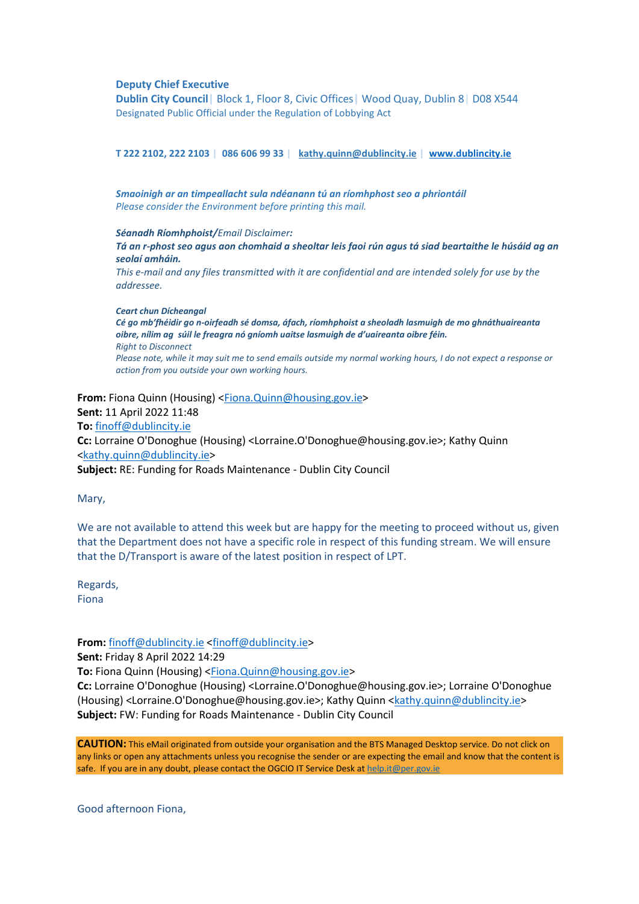**Deputy Chief Executive**
**Dublin City Council**| Block 1, Floor 8, Civic Offices| Wood Quay, Dublin 8| D08 X544
Designated Public Official under the Regulation of Lobbying Act

**T 222 2102, 222 2103** | **086 606 99 33** | **kathy.quinn@dublincity.ie** | **www.dublincity.ie**

***Smaoinigh ar an timpeallacht sula ndéanann tú an ríomhphost seo a phriontáil***
*Please consider the Environment before printing this mail.*

***Séanadh Ríomhphoist/****Email Disclaimer:*
***Tá an r-phost seo agus aon chomhaid a sheoltar leis faoi rún agus tá siad beartaithe le húsáid ag an seolaí amháin.***
*This e-mail and any files transmitted with it are confidential and are intended solely for use by the addressee.*

***Ceart chun Dícheangal***
***Cé go mb'fhéidir go n-oirfeadh sé domsa, áfach, ríomhphoist a sheoladh lasmuigh de mo ghnáthuaireanta oibre, nílim ag súil le freagra nó gníomh uaitse lasmuigh de d'uaireanta oibre féin.***
*Right to Disconnect*
*Please note, while it may suit me to send emails outside my normal working hours, I do not expect a response or action from you outside your own working hours.*

**From:** Fiona Quinn (Housing) <Fiona.Quinn@housing.gov.ie>
**Sent:** 11 April 2022 11:48
**To:** finoff@dublincity.ie
**Cc:** Lorraine O'Donoghue (Housing) <Lorraine.O'Donoghue@housing.gov.ie>; Kathy Quinn <kathy.quinn@dublincity.ie>
**Subject:** RE: Funding for Roads Maintenance - Dublin City Council

Mary,

We are not available to attend this week but are happy for the meeting to proceed without us, given that the Department does not have a specific role in respect of this funding stream. We will ensure that the D/Transport is aware of the latest position in respect of LPT.

Regards,
Fiona

**From:** finoff@dublincity.ie <finoff@dublincity.ie>
**Sent:** Friday 8 April 2022 14:29
**To:** Fiona Quinn (Housing) <Fiona.Quinn@housing.gov.ie>
**Cc:** Lorraine O'Donoghue (Housing) <Lorraine.O'Donoghue@housing.gov.ie>; Lorraine O'Donoghue (Housing) <Lorraine.O'Donoghue@housing.gov.ie>; Kathy Quinn <kathy.quinn@dublincity.ie>
**Subject:** FW: Funding for Roads Maintenance - Dublin City Council

**CAUTION:** This eMail originated from outside your organisation and the BTS Managed Desktop service. Do not click on any links or open any attachments unless you recognise the sender or are expecting the email and know that the content is safe. If you are in any doubt, please contact the OGCIO IT Service Desk at help.it@per.gov.ie

Good afternoon Fiona,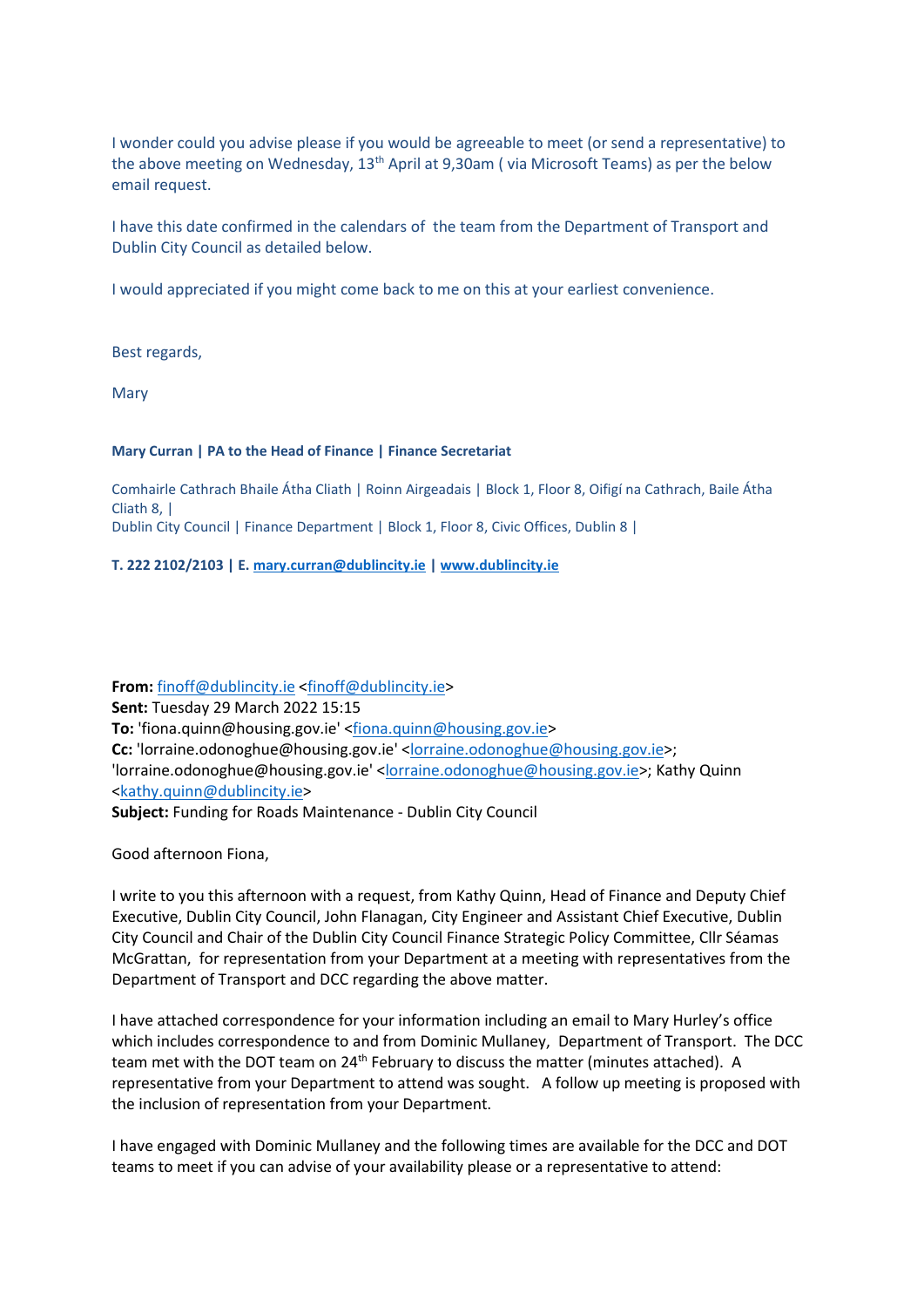I wonder could you advise please if you would be agreeable to meet (or send a representative) to the above meeting on Wednesday, 13th April at 9,30am ( via Microsoft Teams) as per the below email request.

I have this date confirmed in the calendars of the team from the Department of Transport and Dublin City Council as detailed below.

I would appreciated if you might come back to me on this at your earliest convenience.

Best regards,

Mary

**Mary Curran | PA to the Head of Finance | Finance Secretariat**

Comhairle Cathrach Bhaile Átha Cliath | Roinn Airgeadais | Block 1, Floor 8, Oifigí na Cathrach, Baile Átha Cliath 8, |
Dublin City Council | Finance Department | Block 1, Floor 8, Civic Offices, Dublin 8 |

**T. 222 2102/2103 | E. mary.curran@dublincity.ie | www.dublincity.ie**

**From:** finoff@dublincity.ie <finoff@dublincity.ie>
**Sent:** Tuesday 29 March 2022 15:15
**To:** 'fiona.quinn@housing.gov.ie' <fiona.quinn@housing.gov.ie>
**Cc:** 'lorraine.odonoghue@housing.gov.ie' <lorraine.odonoghue@housing.gov.ie>; 'lorraine.odonoghue@housing.gov.ie' <lorraine.odonoghue@housing.gov.ie>; Kathy Quinn <kathy.quinn@dublincity.ie>
**Subject:** Funding for Roads Maintenance - Dublin City Council

Good afternoon Fiona,

I write to you this afternoon with a request, from Kathy Quinn, Head of Finance and Deputy Chief Executive, Dublin City Council, John Flanagan, City Engineer and Assistant Chief Executive, Dublin City Council and Chair of the Dublin City Council Finance Strategic Policy Committee, Cllr Séamas McGrattan, for representation from your Department at a meeting with representatives from the Department of Transport and DCC regarding the above matter.

I have attached correspondence for your information including an email to Mary Hurley's office which includes correspondence to and from Dominic Mullaney, Department of Transport. The DCC team met with the DOT team on 24th February to discuss the matter (minutes attached). A representative from your Department to attend was sought. A follow up meeting is proposed with the inclusion of representation from your Department.

I have engaged with Dominic Mullaney and the following times are available for the DCC and DOT teams to meet if you can advise of your availability please or a representative to attend: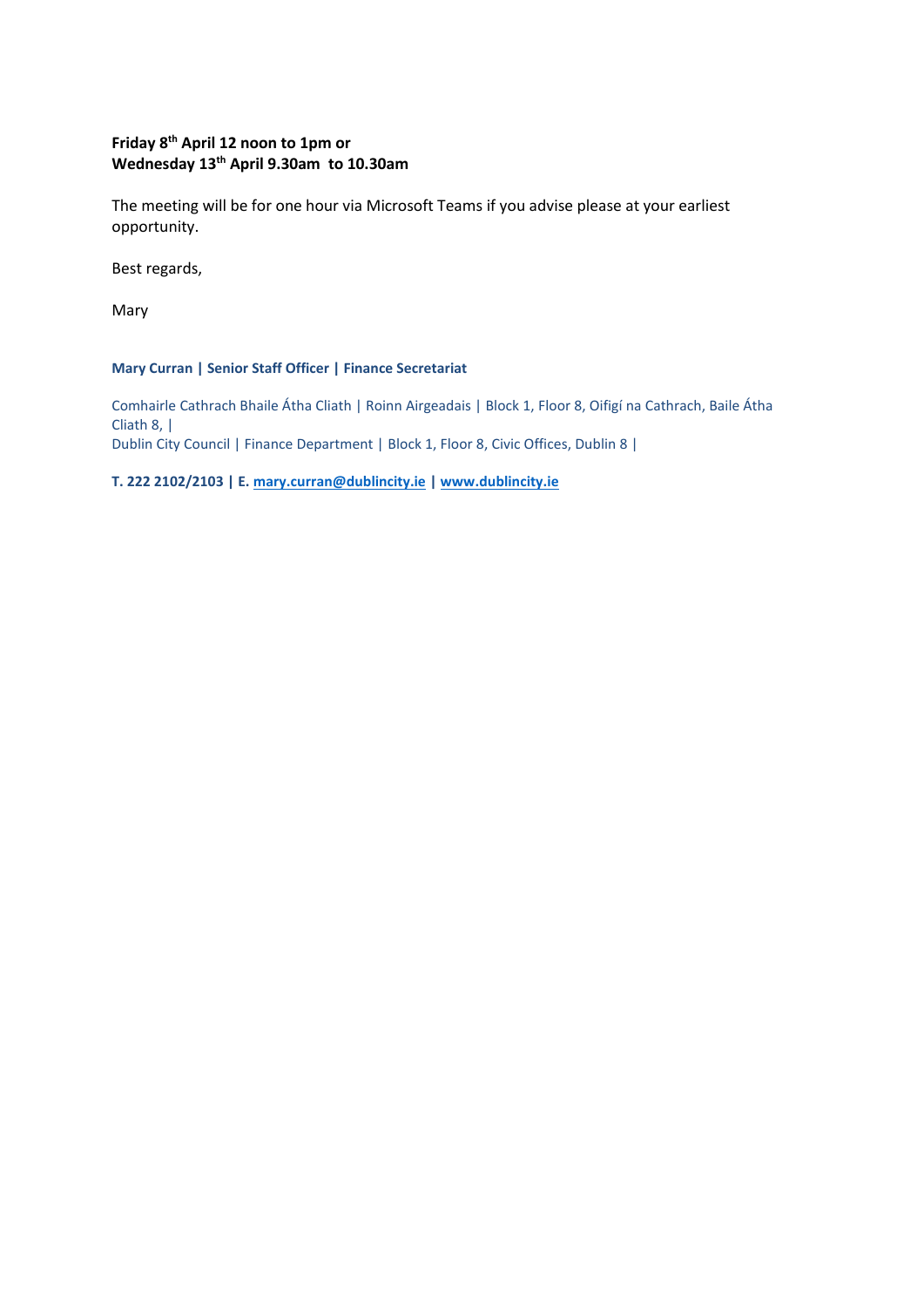**Friday 8th April 12 noon to 1pm or**
**Wednesday 13th April 9.30am to 10.30am**

The meeting will be for one hour via Microsoft Teams if you advise please at your earliest opportunity.

Best regards,

Mary

**Mary Curran | Senior Staff Officer | Finance Secretariat**

Comhairle Cathrach Bhaile Átha Cliath | Roinn Airgeadais | Block 1, Floor 8, Oifigí na Cathrach, Baile Átha Cliath 8, |
Dublin City Council | Finance Department | Block 1, Floor 8, Civic Offices, Dublin 8 |

**T. 222 2102/2103 | E. mary.curran@dublincity.ie | www.dublincity.ie**